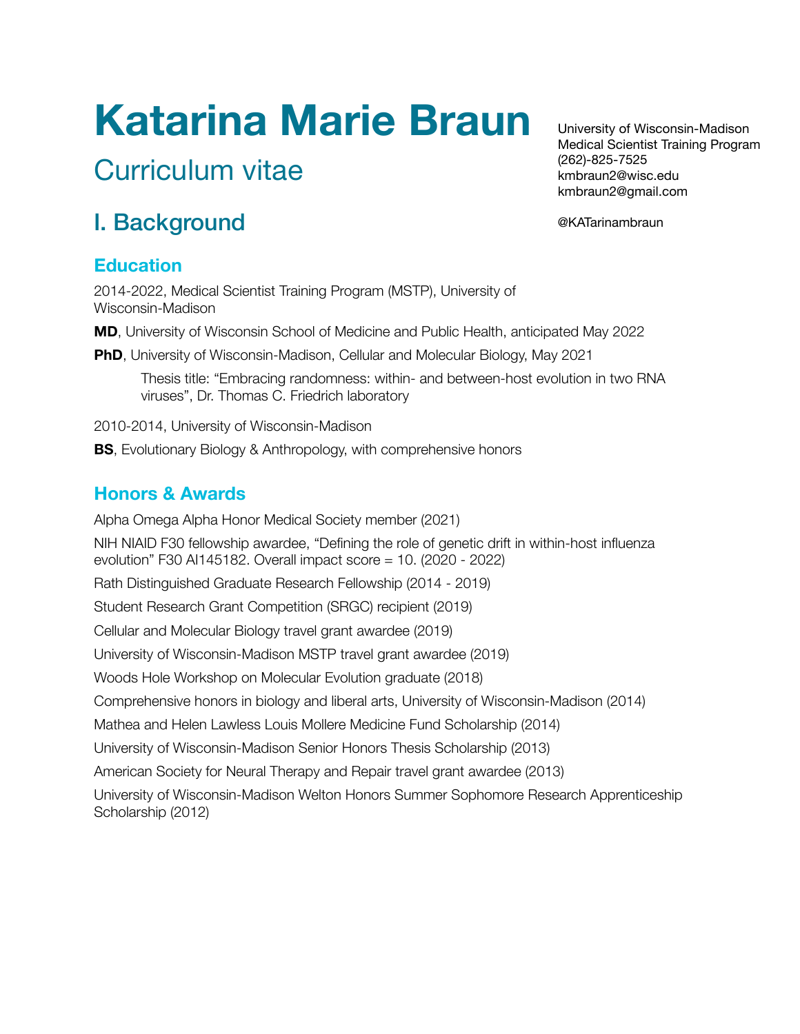# Katarina Marie Braun

## Curriculum vitae

University of Wisconsin-Madison
Medical Scientist Training Program
(262)-825-7525
kmbraun2@wisc.edu
kmbraun2@gmail.com

@KATarinambraun

## I. Background

### Education

2014-2022, Medical Scientist Training Program (MSTP), University of Wisconsin-Madison

**MD**, University of Wisconsin School of Medicine and Public Health, anticipated May 2022

**PhD**, University of Wisconsin-Madison, Cellular and Molecular Biology, May 2021

> Thesis title: "Embracing randomness: within- and between-host evolution in two RNA viruses", Dr. Thomas C. Friedrich laboratory

2010-2014, University of Wisconsin-Madison

**BS**, Evolutionary Biology & Anthropology, with comprehensive honors

### Honors & Awards

Alpha Omega Alpha Honor Medical Society member (2021)

NIH NIAID F30 fellowship awardee, "Defining the role of genetic drift in within-host influenza evolution" F30 AI145182. Overall impact score = 10. (2020 - 2022)

Rath Distinguished Graduate Research Fellowship (2014 - 2019)

Student Research Grant Competition (SRGC) recipient (2019)

Cellular and Molecular Biology travel grant awardee (2019)

University of Wisconsin-Madison MSTP travel grant awardee (2019)

Woods Hole Workshop on Molecular Evolution graduate (2018)

Comprehensive honors in biology and liberal arts, University of Wisconsin-Madison (2014)

Mathea and Helen Lawless Louis Mollere Medicine Fund Scholarship (2014)

University of Wisconsin-Madison Senior Honors Thesis Scholarship (2013)

American Society for Neural Therapy and Repair travel grant awardee (2013)

University of Wisconsin-Madison Welton Honors Summer Sophomore Research Apprenticeship Scholarship (2012)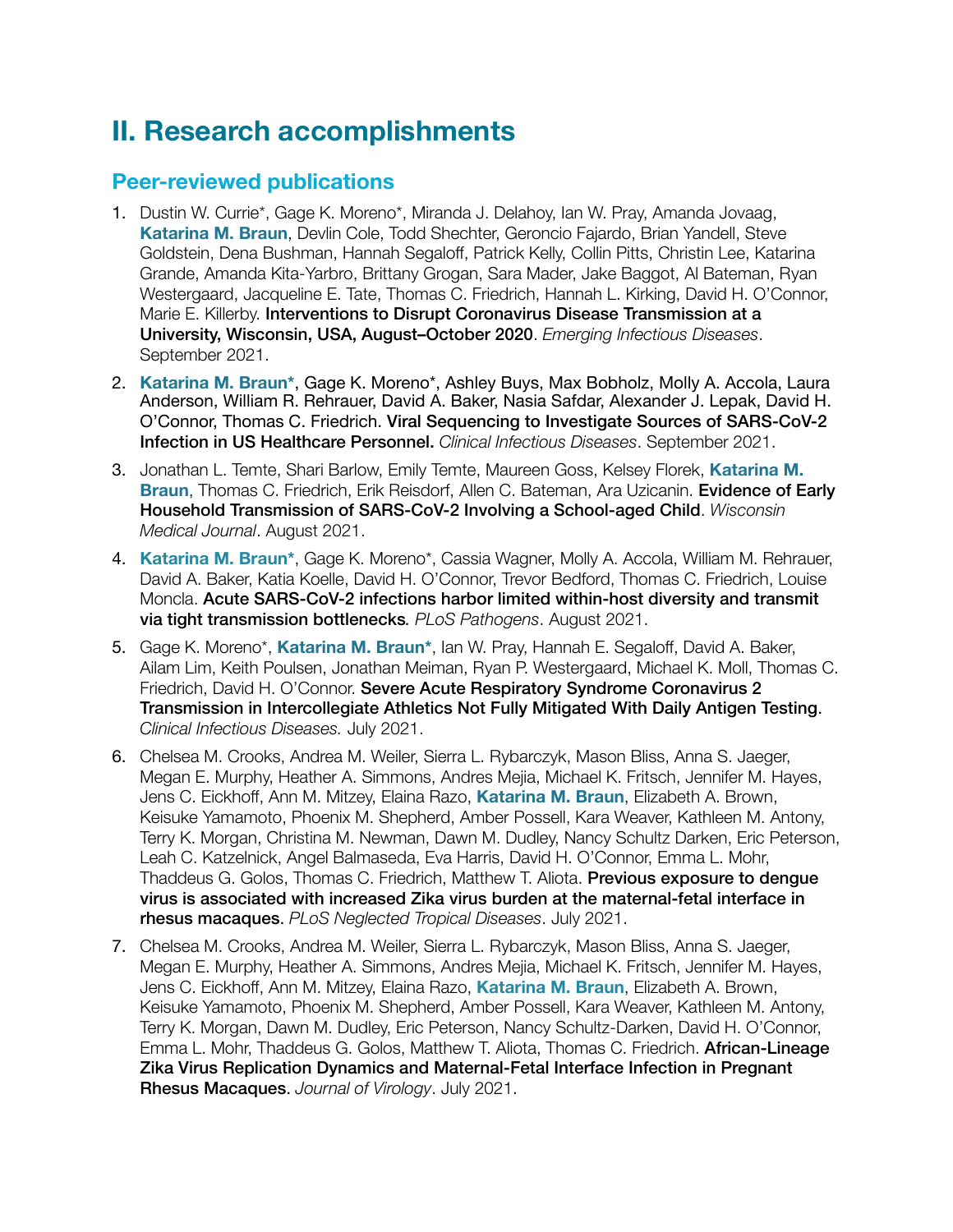# II. Research accomplishments

## Peer-reviewed publications

1. Dustin W. Currie*, Gage K. Moreno*, Miranda J. Delahoy, Ian W. Pray, Amanda Jovaag, **Katarina M. Braun**, Devlin Cole, Todd Shechter, Geroncio Fajardo, Brian Yandell, Steve Goldstein, Dena Bushman, Hannah Segaloff, Patrick Kelly, Collin Pitts, Christin Lee, Katarina Grande, Amanda Kita-Yarbro, Brittany Grogan, Sara Mader, Jake Baggot, Al Bateman, Ryan Westergaard, Jacqueline E. Tate, Thomas C. Friedrich, Hannah L. Kirking, David H. O'Connor, Marie E. Killerby. **Interventions to Disrupt Coronavirus Disease Transmission at a University, Wisconsin, USA, August–October 2020**. *Emerging Infectious Diseases*. September 2021.
2. **Katarina M. Braun***, Gage K. Moreno*, Ashley Buys, Max Bobholz, Molly A. Accola, Laura Anderson, William R. Rehrauer, David A. Baker, Nasia Safdar, Alexander J. Lepak, David H. O'Connor, Thomas C. Friedrich. **Viral Sequencing to Investigate Sources of SARS-CoV-2 Infection in US Healthcare Personnel.** *Clinical Infectious Diseases*. September 2021.
3. Jonathan L. Temte, Shari Barlow, Emily Temte, Maureen Goss, Kelsey Florek, **Katarina M. Braun**, Thomas C. Friedrich, Erik Reisdorf, Allen C. Bateman, Ara Uzicanin. **Evidence of Early Household Transmission of SARS-CoV-2 Involving a School-aged Child**. *Wisconsin Medical Journal*. August 2021.
4. **Katarina M. Braun***, Gage K. Moreno*, Cassia Wagner, Molly A. Accola, William M. Rehrauer, David A. Baker, Katia Koelle, David H. O'Connor, Trevor Bedford, Thomas C. Friedrich, Louise Moncla. **Acute SARS-CoV-2 infections harbor limited within-host diversity and transmit via tight transmission bottlenecks***.* *PLoS Pathogens*. August 2021.
5. Gage K. Moreno*, **Katarina M. Braun***, Ian W. Pray, Hannah E. Segaloff, David A. Baker, Ailam Lim, Keith Poulsen, Jonathan Meiman, Ryan P. Westergaard, Michael K. Moll, Thomas C. Friedrich, David H. O'Connor. **Severe Acute Respiratory Syndrome Coronavirus 2 Transmission in Intercollegiate Athletics Not Fully Mitigated With Daily Antigen Testing.** *Clinical Infectious Diseases.* July 2021.
6. Chelsea M. Crooks, Andrea M. Weiler, Sierra L. Rybarczyk, Mason Bliss, Anna S. Jaeger, Megan E. Murphy, Heather A. Simmons, Andres Mejia, Michael K. Fritsch, Jennifer M. Hayes, Jens C. Eickhoff, Ann M. Mitzey, Elaina Razo, **Katarina M. Braun**, Elizabeth A. Brown, Keisuke Yamamoto, Phoenix M. Shepherd, Amber Possell, Kara Weaver, Kathleen M. Antony, Terry K. Morgan, Christina M. Newman, Dawn M. Dudley, Nancy Schultz Darken, Eric Peterson, Leah C. Katzelnick, Angel Balmaseda, Eva Harris, David H. O'Connor, Emma L. Mohr, Thaddeus G. Golos, Thomas C. Friedrich, Matthew T. Aliota. **Previous exposure to dengue virus is associated with increased Zika virus burden at the maternal-fetal interface in rhesus macaques.** *PLoS Neglected Tropical Diseases*. July 2021.
7. Chelsea M. Crooks, Andrea M. Weiler, Sierra L. Rybarczyk, Mason Bliss, Anna S. Jaeger, Megan E. Murphy, Heather A. Simmons, Andres Mejia, Michael K. Fritsch, Jennifer M. Hayes, Jens C. Eickhoff, Ann M. Mitzey, Elaina Razo, **Katarina M. Braun**, Elizabeth A. Brown, Keisuke Yamamoto, Phoenix M. Shepherd, Amber Possell, Kara Weaver, Kathleen M. Antony, Terry K. Morgan, Dawn M. Dudley, Eric Peterson, Nancy Schultz-Darken, David H. O'Connor, Emma L. Mohr, Thaddeus G. Golos, Matthew T. Aliota, Thomas C. Friedrich. **African-Lineage Zika Virus Replication Dynamics and Maternal-Fetal Interface Infection in Pregnant Rhesus Macaques.** *Journal of Virology*. July 2021.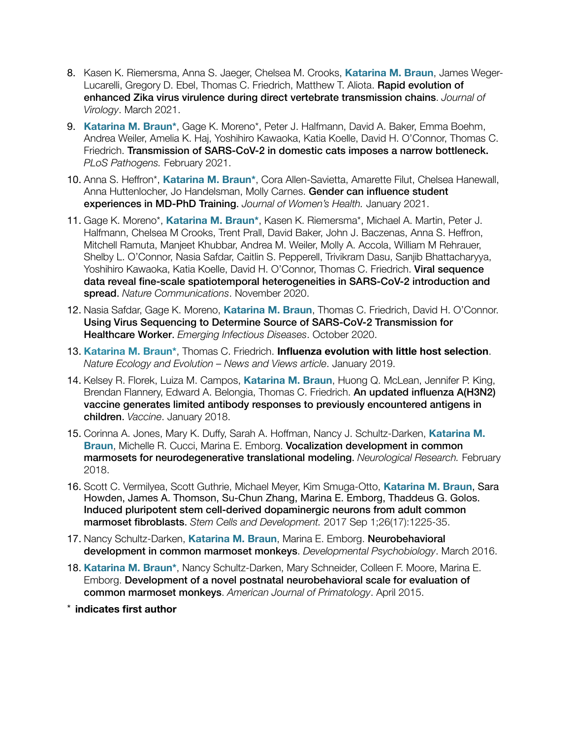8. Kasen K. Riemersma, Anna S. Jaeger, Chelsea M. Crooks, **Katarina M. Braun**, James Weger-Lucarelli, Gregory D. Ebel, Thomas C. Friedrich, Matthew T. Aliota. **Rapid evolution of enhanced Zika virus virulence during direct vertebrate transmission chains**. *Journal of Virology*. March 2021.

9. **Katarina M. Braun***, Gage K. Moreno*, Peter J. Halfmann, David A. Baker, Emma Boehm, Andrea Weiler, Amelia K. Haj, Yoshihiro Kawaoka, Katia Koelle, David H. O'Connor, Thomas C. Friedrich. **Transmission of SARS-CoV-2 in domestic cats imposes a narrow bottleneck.** *PLoS Pathogens.* February 2021.

10. Anna S. Heffron*, **Katarina M. Braun***, Cora Allen-Savietta, Amarette Filut, Chelsea Hanewall, Anna Huttenlocher, Jo Handelsman, Molly Carnes. **Gender can influence student experiences in MD-PhD Training**. *Journal of Women's Health.* January 2021.

11. Gage K. Moreno*, **Katarina M. Braun***, Kasen K. Riemersma*, Michael A. Martin, Peter J. Halfmann, Chelsea M Crooks, Trent Prall, David Baker, John J. Baczenas, Anna S. Heffron, Mitchell Ramuta, Manjeet Khubbar, Andrea M. Weiler, Molly A. Accola, William M Rehrauer, Shelby L. O'Connor, Nasia Safdar, Caitlin S. Pepperell, Trivikram Dasu, Sanjib Bhattacharyya, Yoshihiro Kawaoka, Katia Koelle, David H. O'Connor, Thomas C. Friedrich. **Viral sequence data reveal fine-scale spatiotemporal heterogeneities in SARS-CoV-2 introduction and spread.** *Nature Communications*. November 2020.

12. Nasia Safdar, Gage K. Moreno, **Katarina M. Braun**, Thomas C. Friedrich, David H. O'Connor. **Using Virus Sequencing to Determine Source of SARS-CoV-2 Transmission for Healthcare Worker.** *Emerging Infectious Diseases*. October 2020.

13. **Katarina M. Braun***, Thomas C. Friedrich. **Influenza evolution with little host selection**. *Nature Ecology and Evolution – News and Views article*. January 2019.

14. Kelsey R. Florek, Luiza M. Campos, **Katarina M. Braun**, Huong Q. McLean, Jennifer P. King, Brendan Flannery, Edward A. Belongia, Thomas C. Friedrich. **An updated influenza A(H3N2) vaccine generates limited antibody responses to previously encountered antigens in children**. *Vaccine*. January 2018.

15. Corinna A. Jones, Mary K. Duffy, Sarah A. Hoffman, Nancy J. Schultz-Darken, **Katarina M. Braun**, Michelle R. Cucci, Marina E. Emborg. **Vocalization development in common marmosets for neurodegenerative translational modeling.** *Neurological Research.* February 2018.

16. Scott C. Vermilyea, Scott Guthrie, Michael Meyer, Kim Smuga-Otto, **Katarina M. Braun**, Sara Howden, James A. Thomson, Su-Chun Zhang, Marina E. Emborg, Thaddeus G. Golos. **Induced pluripotent stem cell-derived dopaminergic neurons from adult common marmoset fibroblasts.** *Stem Cells and Development.* 2017 Sep 1;26(17):1225-35.

17. Nancy Schultz-Darken, **Katarina M. Braun**, Marina E. Emborg. **Neurobehavioral development in common marmoset monkeys**. *Developmental Psychobiology*. March 2016.

18. **Katarina M. Braun***, Nancy Schultz-Darken, Mary Schneider, Colleen F. Moore, Marina E. Emborg. **Development of a novel postnatal neurobehavioral scale for evaluation of common marmoset monkeys**. *American Journal of Primatology*. April 2015.

\* **indicates first author**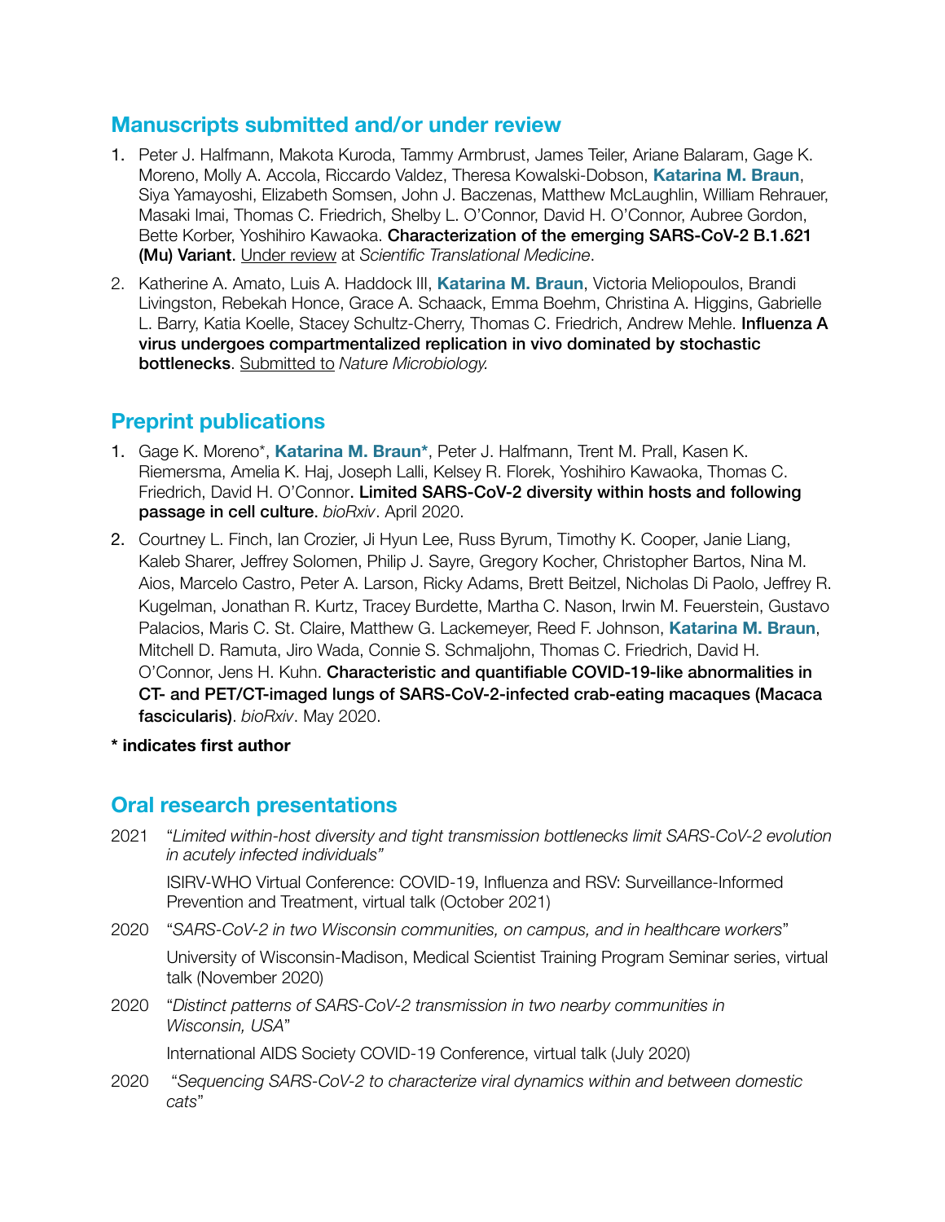## Manuscripts submitted and/or under review

1. Peter J. Halfmann, Makota Kuroda, Tammy Armbrust, James Teiler, Ariane Balaram, Gage K. Moreno, Molly A. Accola, Riccardo Valdez, Theresa Kowalski-Dobson, **Katarina M. Braun**, Siya Yamayoshi, Elizabeth Somsen, John J. Baczenas, Matthew McLaughlin, William Rehrauer, Masaki Imai, Thomas C. Friedrich, Shelby L. O'Connor, David H. O'Connor, Aubree Gordon, Bette Korber, Yoshihiro Kawaoka. **Characterization of the emerging SARS-CoV-2 B.1.621 (Mu) Variant**. Under review at *Scientific Translational Medicine*.
2. Katherine A. Amato, Luis A. Haddock III, **Katarina M. Braun**, Victoria Meliopoulos, Brandi Livingston, Rebekah Honce, Grace A. Schaack, Emma Boehm, Christina A. Higgins, Gabrielle L. Barry, Katia Koelle, Stacey Schultz-Cherry, Thomas C. Friedrich, Andrew Mehle. **Influenza A virus undergoes compartmentalized replication in vivo dominated by stochastic bottlenecks**. Submitted to *Nature Microbiology.*

## Preprint publications

1. Gage K. Moreno*, **Katarina M. Braun***, Peter J. Halfmann, Trent M. Prall, Kasen K. Riemersma, Amelia K. Haj, Joseph Lalli, Kelsey R. Florek, Yoshihiro Kawaoka, Thomas C. Friedrich, David H. O'Connor. **Limited SARS-CoV-2 diversity within hosts and following passage in cell culture**. *bioRxiv*. April 2020.
2. Courtney L. Finch, Ian Crozier, Ji Hyun Lee, Russ Byrum, Timothy K. Cooper, Janie Liang, Kaleb Sharer, Jeffrey Solomen, Philip J. Sayre, Gregory Kocher, Christopher Bartos, Nina M. Aios, Marcelo Castro, Peter A. Larson, Ricky Adams, Brett Beitzel, Nicholas Di Paolo, Jeffrey R. Kugelman, Jonathan R. Kurtz, Tracey Burdette, Martha C. Nason, Irwin M. Feuerstein, Gustavo Palacios, Maris C. St. Claire, Matthew G. Lackemeyer, Reed F. Johnson, **Katarina M. Braun**, Mitchell D. Ramuta, Jiro Wada, Connie S. Schmaljohn, Thomas C. Friedrich, David H. O'Connor, Jens H. Kuhn. **Characteristic and quantifiable COVID-19-like abnormalities in CT- and PET/CT-imaged lungs of SARS-CoV-2-infected crab-eating macaques (Macaca fascicularis)**. *bioRxiv*. May 2020.

**\* indicates first author**

## Oral research presentations

2021 "*Limited within-host diversity and tight transmission bottlenecks limit SARS-CoV-2 evolution in acutely infected individuals"*

ISIRV-WHO Virtual Conference: COVID-19, Influenza and RSV: Surveillance-Informed Prevention and Treatment, virtual talk (October 2021)

2020 "*SARS-CoV-2 in two Wisconsin communities, on campus, and in healthcare workers*"

University of Wisconsin-Madison, Medical Scientist Training Program Seminar series, virtual talk (November 2020)

2020 "*Distinct patterns of SARS-CoV-2 transmission in two nearby communities in Wisconsin, USA*"

International AIDS Society COVID-19 Conference, virtual talk (July 2020)

2020 "*Sequencing SARS-CoV-2 to characterize viral dynamics within and between domestic cats*"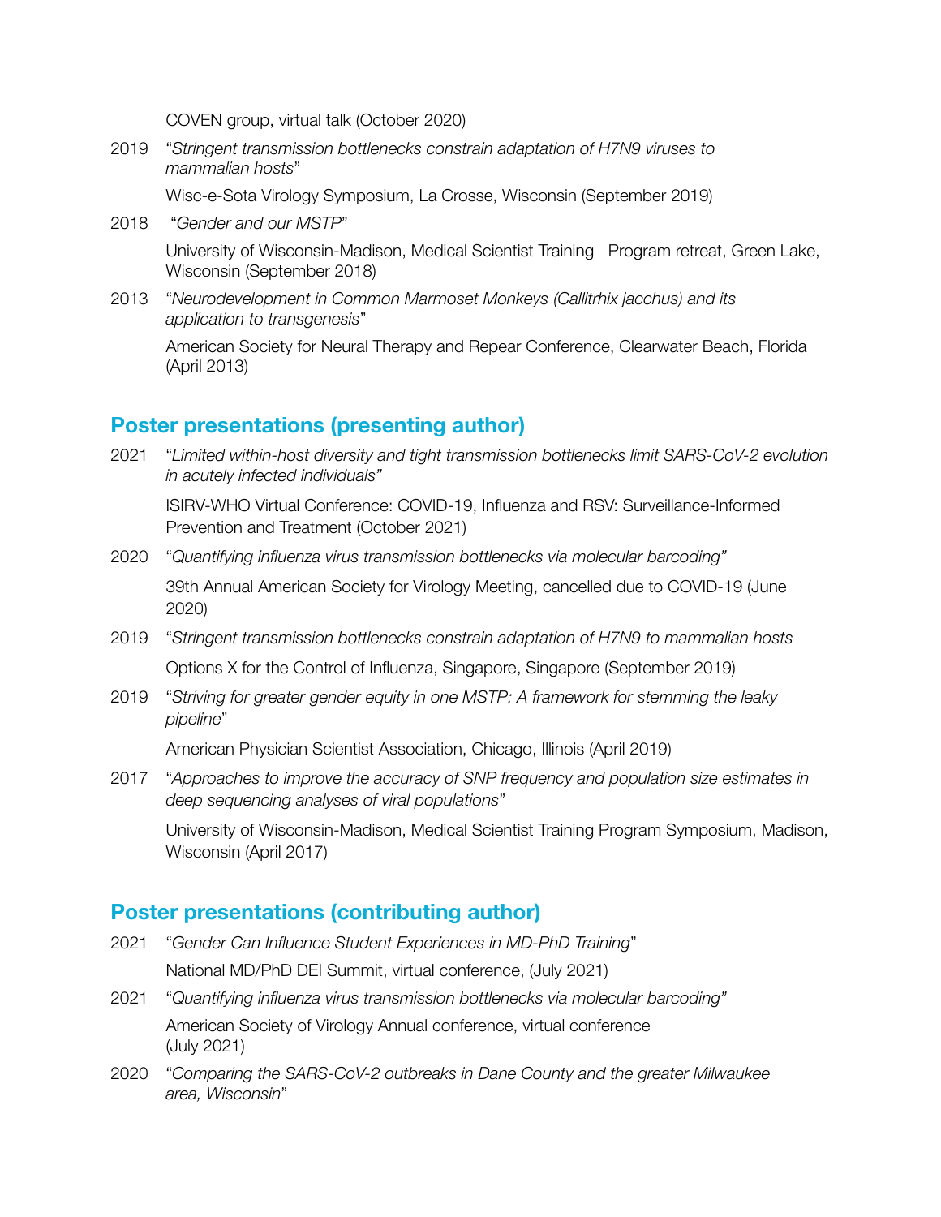COVEN group, virtual talk (October 2020)

2019 "*Stringent transmission bottlenecks constrain adaptation of H7N9 viruses to mammalian hosts*"

Wisc-e-Sota Virology Symposium, La Crosse, Wisconsin (September 2019)

2018 "*Gender and our MSTP*"

University of Wisconsin-Madison, Medical Scientist Training Program retreat, Green Lake, Wisconsin (September 2018)

2013 "*Neurodevelopment in Common Marmoset Monkeys (Callitrhix jacchus) and its application to transgenesis*"

American Society for Neural Therapy and Repear Conference, Clearwater Beach, Florida (April 2013)

## Poster presentations (presenting author)

2021 "*Limited within-host diversity and tight transmission bottlenecks limit SARS-CoV-2 evolution in acutely infected individuals"*

ISIRV-WHO Virtual Conference: COVID-19, Influenza and RSV: Surveillance-Informed Prevention and Treatment (October 2021)

2020 "*Quantifying influenza virus transmission bottlenecks via molecular barcoding"*

39th Annual American Society for Virology Meeting, cancelled due to COVID-19 (June 2020)

2019 "*Stringent transmission bottlenecks constrain adaptation of H7N9 to mammalian hosts*

Options X for the Control of Influenza, Singapore, Singapore (September 2019)

2019 "*Striving for greater gender equity in one MSTP: A framework for stemming the leaky pipeline*"

American Physician Scientist Association, Chicago, Illinois (April 2019)

2017 "*Approaches to improve the accuracy of SNP frequency and population size estimates in deep sequencing analyses of viral populations*"

University of Wisconsin-Madison, Medical Scientist Training Program Symposium, Madison, Wisconsin (April 2017)

## Poster presentations (contributing author)

2021 "*Gender Can Influence Student Experiences in MD-PhD Training*"

National MD/PhD DEI Summit, virtual conference, (July 2021)

2021 "*Quantifying influenza virus transmission bottlenecks via molecular barcoding"*

American Society of Virology Annual conference, virtual conference (July 2021)

2020 "*Comparing the SARS-CoV-2 outbreaks in Dane County and the greater Milwaukee area, Wisconsin*"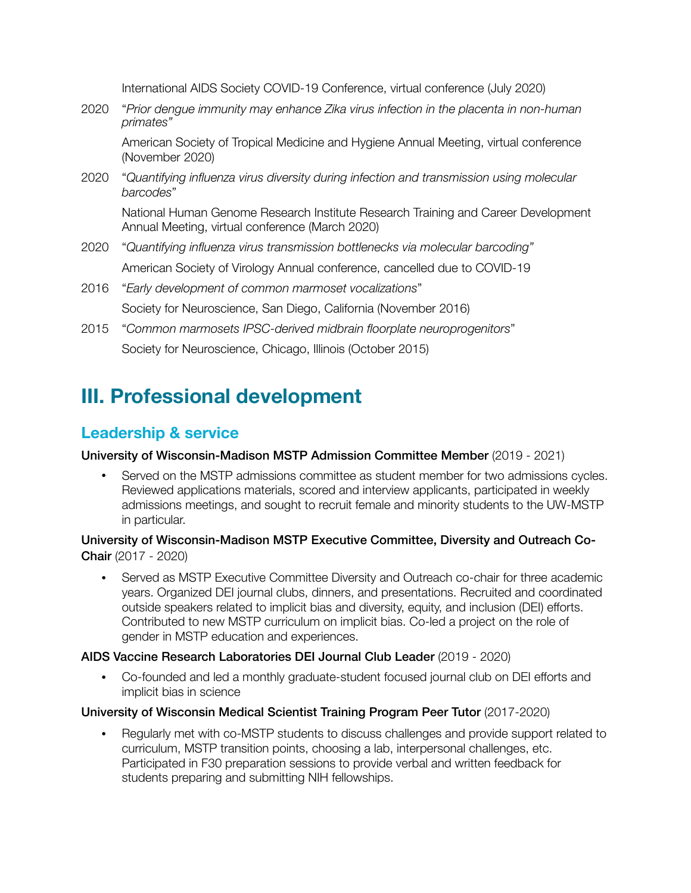International AIDS Society COVID-19 Conference, virtual conference (July 2020)

2020 "*Prior dengue immunity may enhance Zika virus infection in the placenta in non-human primates"*

American Society of Tropical Medicine and Hygiene Annual Meeting, virtual conference (November 2020)

2020 "*Quantifying influenza virus diversity during infection and transmission using molecular barcodes*"

National Human Genome Research Institute Research Training and Career Development Annual Meeting, virtual conference (March 2020)

2020 "*Quantifying influenza virus transmission bottlenecks via molecular barcoding"*

American Society of Virology Annual conference, cancelled due to COVID-19

2016 "*Early development of common marmoset vocalizations*"

Society for Neuroscience, San Diego, California (November 2016)

2015 "*Common marmosets IPSC-derived midbrain floorplate neuroprogenitors*"

Society for Neuroscience, Chicago, Illinois (October 2015)

# III. Professional development

## Leadership & service

**University of Wisconsin-Madison MSTP Admission Committee Member** (2019 - 2021)

- Served on the MSTP admissions committee as student member for two admissions cycles. Reviewed applications materials, scored and interview applicants, participated in weekly admissions meetings, and sought to recruit female and minority students to the UW-MSTP in particular.

**University of Wisconsin-Madison MSTP Executive Committee, Diversity and Outreach Co-Chair** (2017 - 2020)

- Served as MSTP Executive Committee Diversity and Outreach co-chair for three academic years. Organized DEI journal clubs, dinners, and presentations. Recruited and coordinated outside speakers related to implicit bias and diversity, equity, and inclusion (DEI) efforts. Contributed to new MSTP curriculum on implicit bias. Co-led a project on the role of gender in MSTP education and experiences.

**AIDS Vaccine Research Laboratories DEI Journal Club Leader** (2019 - 2020)

- Co-founded and led a monthly graduate-student focused journal club on DEI efforts and implicit bias in science

**University of Wisconsin Medical Scientist Training Program Peer Tutor** (2017-2020)

- Regularly met with co-MSTP students to discuss challenges and provide support related to curriculum, MSTP transition points, choosing a lab, interpersonal challenges, etc. Participated in F30 preparation sessions to provide verbal and written feedback for students preparing and submitting NIH fellowships.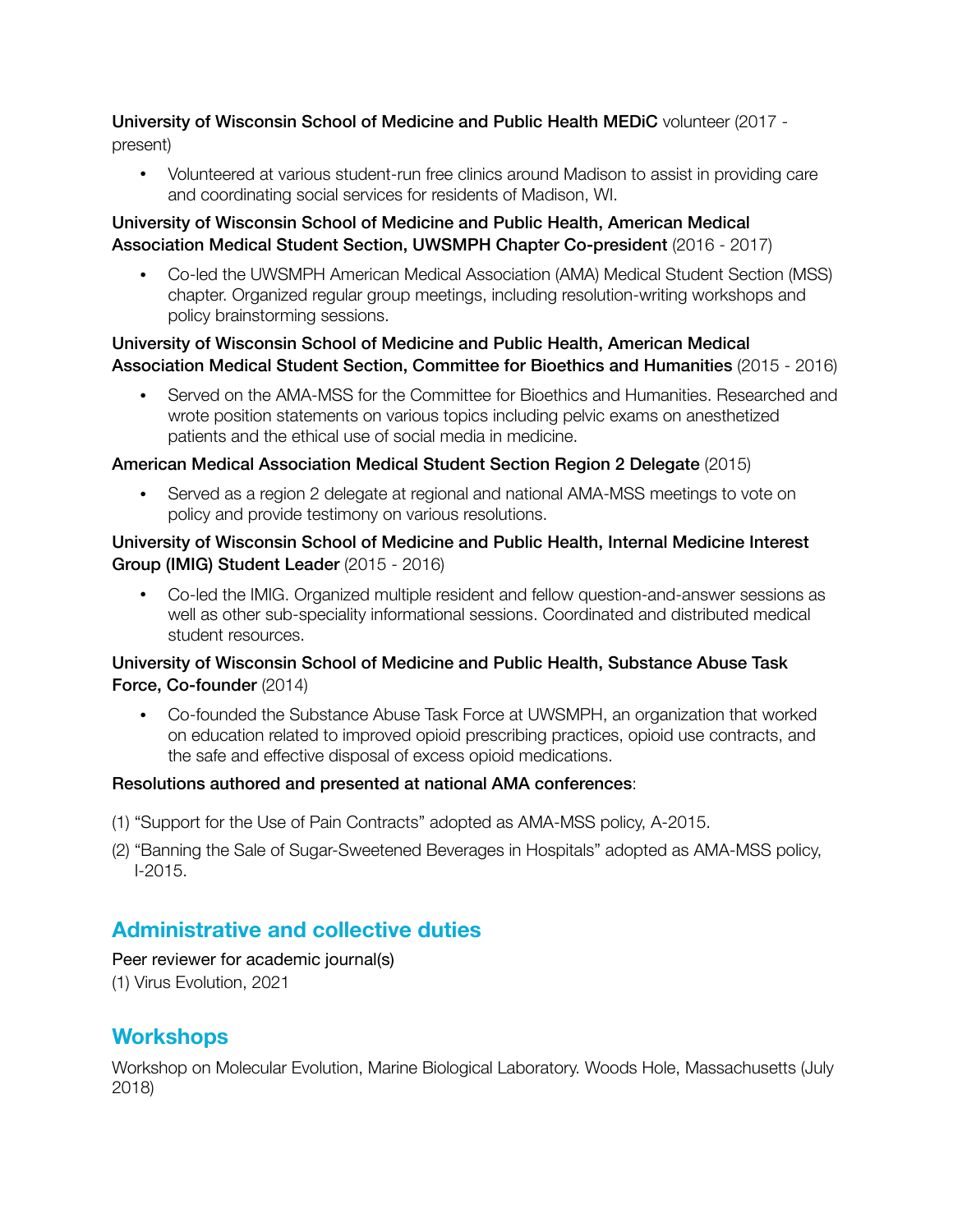**University of Wisconsin School of Medicine and Public Health MEDiC** volunteer (2017 - present)

- Volunteered at various student-run free clinics around Madison to assist in providing care and coordinating social services for residents of Madison, WI.

**University of Wisconsin School of Medicine and Public Health, American Medical Association Medical Student Section, UWSMPH Chapter Co-president** (2016 - 2017)

- Co-led the UWSMPH American Medical Association (AMA) Medical Student Section (MSS) chapter. Organized regular group meetings, including resolution-writing workshops and policy brainstorming sessions.

**University of Wisconsin School of Medicine and Public Health, American Medical Association Medical Student Section, Committee for Bioethics and Humanities** (2015 - 2016)

- Served on the AMA-MSS for the Committee for Bioethics and Humanities. Researched and wrote position statements on various topics including pelvic exams on anesthetized patients and the ethical use of social media in medicine.

**American Medical Association Medical Student Section Region 2 Delegate** (2015)

- Served as a region 2 delegate at regional and national AMA-MSS meetings to vote on policy and provide testimony on various resolutions.

**University of Wisconsin School of Medicine and Public Health, Internal Medicine Interest Group (IMIG) Student Leader** (2015 - 2016)

- Co-led the IMIG. Organized multiple resident and fellow question-and-answer sessions as well as other sub-speciality informational sessions. Coordinated and distributed medical student resources.

**University of Wisconsin School of Medicine and Public Health, Substance Abuse Task Force, Co-founder** (2014)

- Co-founded the Substance Abuse Task Force at UWSMPH, an organization that worked on education related to improved opioid prescribing practices, opioid use contracts, and the safe and effective disposal of excess opioid medications.

**Resolutions authored and presented at national AMA conferences**:

(1) “Support for the Use of Pain Contracts” adopted as AMA-MSS policy, A-2015.

(2) “Banning the Sale of Sugar-Sweetened Beverages in Hospitals” adopted as AMA-MSS policy, I-2015.

## Administrative and collective duties

Peer reviewer for academic journal(s)

(1) Virus Evolution, 2021

## Workshops

Workshop on Molecular Evolution, Marine Biological Laboratory. Woods Hole, Massachusetts (July 2018)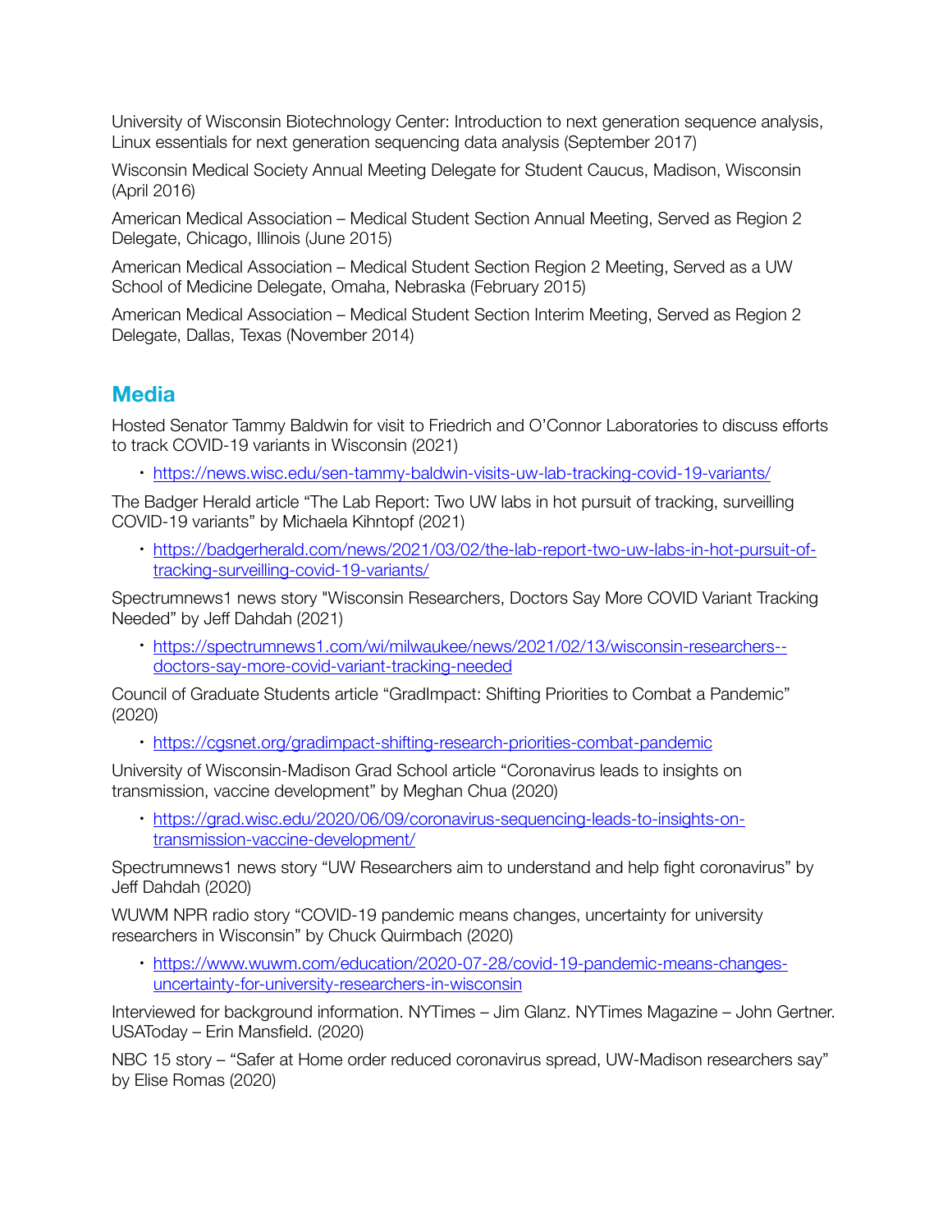University of Wisconsin Biotechnology Center: Introduction to next generation sequence analysis, Linux essentials for next generation sequencing data analysis (September 2017)

Wisconsin Medical Society Annual Meeting Delegate for Student Caucus, Madison, Wisconsin (April 2016)

American Medical Association – Medical Student Section Annual Meeting, Served as Region 2 Delegate, Chicago, Illinois (June 2015)

American Medical Association – Medical Student Section Region 2 Meeting, Served as a UW School of Medicine Delegate, Omaha, Nebraska (February 2015)

American Medical Association – Medical Student Section Interim Meeting, Served as Region 2 Delegate, Dallas, Texas (November 2014)

## Media

Hosted Senator Tammy Baldwin for visit to Friedrich and O'Connor Laboratories to discuss efforts to track COVID-19 variants in Wisconsin (2021)

- https://news.wisc.edu/sen-tammy-baldwin-visits-uw-lab-tracking-covid-19-variants/

The Badger Herald article "The Lab Report: Two UW labs in hot pursuit of tracking, surveilling COVID-19 variants" by Michaela Kihntopf (2021)

- https://badgerherald.com/news/2021/03/02/the-lab-report-two-uw-labs-in-hot-pursuit-of-tracking-surveilling-covid-19-variants/

Spectrumnews1 news story "Wisconsin Researchers, Doctors Say More COVID Variant Tracking Needed" by Jeff Dahdah (2021)

- https://spectrumnews1.com/wi/milwaukee/news/2021/02/13/wisconsin-researchers--doctors-say-more-covid-variant-tracking-needed

Council of Graduate Students article "GradImpact: Shifting Priorities to Combat a Pandemic" (2020)

- https://cgsnet.org/gradimpact-shifting-research-priorities-combat-pandemic

University of Wisconsin-Madison Grad School article "Coronavirus leads to insights on transmission, vaccine development" by Meghan Chua (2020)

- https://grad.wisc.edu/2020/06/09/coronavirus-sequencing-leads-to-insights-on-transmission-vaccine-development/

Spectrumnews1 news story "UW Researchers aim to understand and help fight coronavirus" by Jeff Dahdah (2020)

WUWM NPR radio story "COVID-19 pandemic means changes, uncertainty for university researchers in Wisconsin" by Chuck Quirmbach (2020)

- https://www.wuwm.com/education/2020-07-28/covid-19-pandemic-means-changes-uncertainty-for-university-researchers-in-wisconsin

Interviewed for background information. NYTimes – Jim Glanz. NYTimes Magazine – John Gertner. USAToday – Erin Mansfield. (2020)

NBC 15 story – "Safer at Home order reduced coronavirus spread, UW-Madison researchers say" by Elise Romas (2020)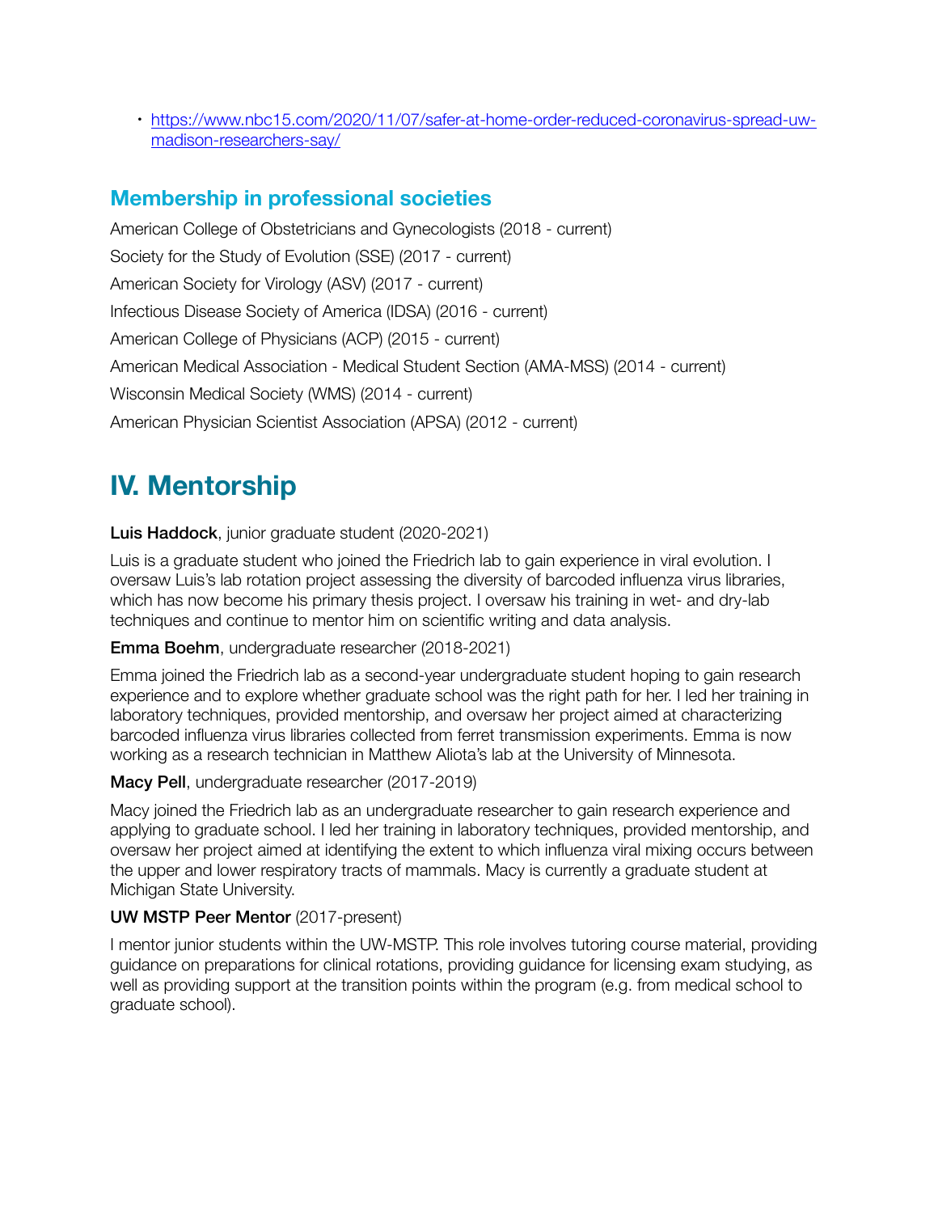- https://www.nbc15.com/2020/11/07/safer-at-home-order-reduced-coronavirus-spread-uw-madison-researchers-say/

### Membership in professional societies

American College of Obstetricians and Gynecologists (2018 - current)

Society for the Study of Evolution (SSE) (2017 - current)

American Society for Virology (ASV) (2017 - current)

Infectious Disease Society of America (IDSA) (2016 - current)

American College of Physicians (ACP) (2015 - current)

American Medical Association - Medical Student Section (AMA-MSS) (2014 - current)

Wisconsin Medical Society (WMS) (2014 - current)

American Physician Scientist Association (APSA) (2012 - current)

## IV. Mentorship

**Luis Haddock**, junior graduate student (2020-2021)

Luis is a graduate student who joined the Friedrich lab to gain experience in viral evolution. I oversaw Luis's lab rotation project assessing the diversity of barcoded influenza virus libraries, which has now become his primary thesis project. I oversaw his training in wet- and dry-lab techniques and continue to mentor him on scientific writing and data analysis.

**Emma Boehm**, undergraduate researcher (2018-2021)

Emma joined the Friedrich lab as a second-year undergraduate student hoping to gain research experience and to explore whether graduate school was the right path for her. I led her training in laboratory techniques, provided mentorship, and oversaw her project aimed at characterizing barcoded influenza virus libraries collected from ferret transmission experiments. Emma is now working as a research technician in Matthew Aliota's lab at the University of Minnesota.

**Macy Pell**, undergraduate researcher (2017-2019)

Macy joined the Friedrich lab as an undergraduate researcher to gain research experience and applying to graduate school. I led her training in laboratory techniques, provided mentorship, and oversaw her project aimed at identifying the extent to which influenza viral mixing occurs between the upper and lower respiratory tracts of mammals. Macy is currently a graduate student at Michigan State University.

**UW MSTP Peer Mentor** (2017-present)

I mentor junior students within the UW-MSTP. This role involves tutoring course material, providing guidance on preparations for clinical rotations, providing guidance for licensing exam studying, as well as providing support at the transition points within the program (e.g. from medical school to graduate school).